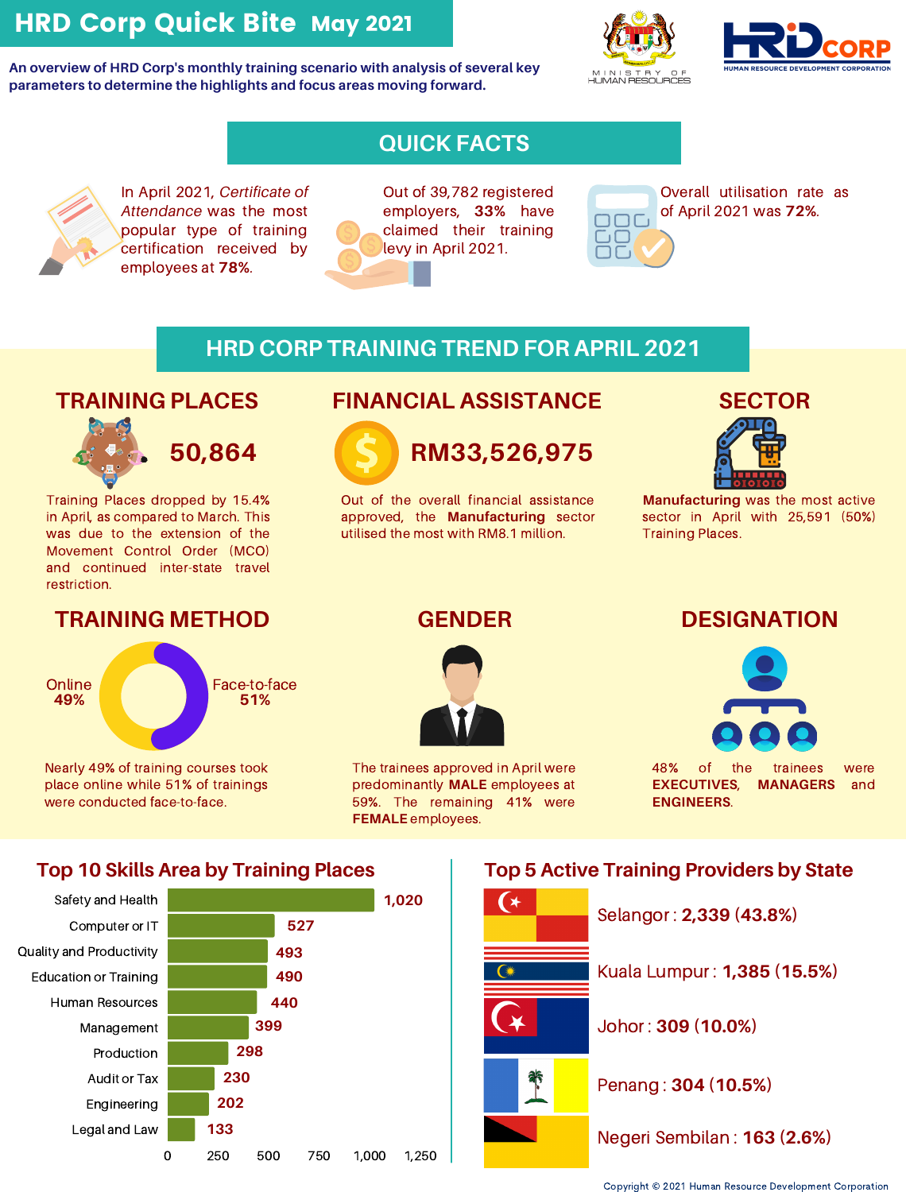# HRD Corp Quick Bite May 2021

**An overview of HRD Corp's monthly training scenario with analysis of several key parameters to determine the highlights and focus areas moving forward.**

MINISTRY OF HUMAN RESOURCES

HRD CORP — HUMAN RESOURCE DEVELOPMENT CORPORATION

## QUICK FACTS

In April 2021, *Certificate of Attendance* was the most popular type of training certification received by employees at **78%**.

Out of 39,782 registered employers, **33%** have claimed their training levy in April 2021.

Overall utilisation rate as of April 2021 was **72%**.

## HRD CORP TRAINING TREND FOR APRIL 2021

### TRAINING PLACES

**50,864**

Training Places dropped by 15.4% in April, as compared to March. This was due to the extension of the Movement Control Order (MCO) and continued inter-state travel restriction.

### FINANCIAL ASSISTANCE

**RM33,526,975**

Out of the overall financial assistance approved, the **Manufacturing** sector utilised the most with RM8.1 million.

### SECTOR

**Manufacturing** was the most active sector in April with 25,591 (50%) Training Places.

### TRAINING METHOD

Online **49%**

Face-to-face **51%**

Nearly 49% of training courses took place online while 51% of trainings were conducted face-to-face.

### GENDER

The trainees approved in April were predominantly **MALE** employees at 59%. The remaining 41% were **FEMALE** employees.

### DESIGNATION

48% of the trainees were **EXECUTIVES**, **MANAGERS** and **ENGINEERS**.

## Top 10 Skills Area by Training Places

| Skills Area | Training Places |
|---|---|
| Safety and Health | 1,020 |
| Computer or IT | 527 |
| Quality and Productivity | 493 |
| Education or Training | 490 |
| Human Resources | 440 |
| Management | 399 |
| Production | 298 |
| Audit or Tax | 230 |
| Engineering | 202 |
| Legal and Law | 133 |

## Top 5 Active Training Providers by State

- Selangor : **2,339 (43.8%)**
- Kuala Lumpur : **1,385 (15.5%)**
- Johor : **309 (10.0%)**
- Penang : **304 (10.5%)**
- Negeri Sembilan : **163 (2.6%)**

Copyright © 2021 Human Resource Development Corporation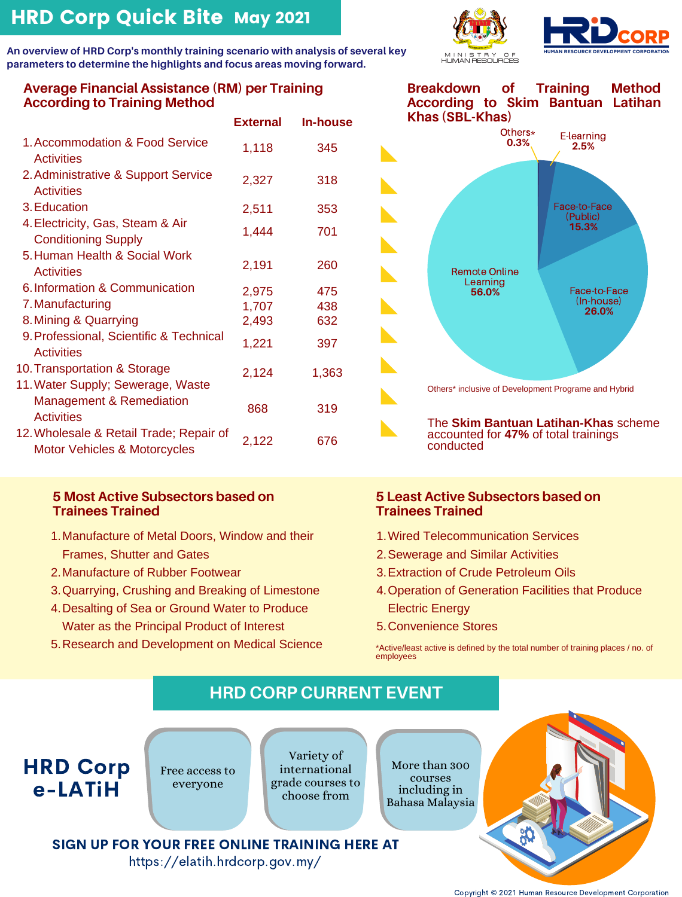# HRD Corp Quick Bite May 2021

An overview of HRD Corp's monthly training scenario with analysis of several key parameters to determine the highlights and focus areas moving forward.

MINISTRY OF HUMAN RESOURCES

HRD CORP — HUMAN RESOURCE DEVELOPMENT CORPORATION

## Average Financial Assistance (RM) per Training According to Training Method

| | External | In-house |
|---|---|---|
| 1. Accommodation & Food Service Activities | 1,118 | 345 |
| 2. Administrative & Support Service Activities | 2,327 | 318 |
| 3. Education | 2,511 | 353 |
| 4. Electricity, Gas, Steam & Air Conditioning Supply | 1,444 | 701 |
| 5. Human Health & Social Work Activities | 2,191 | 260 |
| 6. Information & Communication | 2,975 | 475 |
| 7. Manufacturing | 1,707 | 438 |
| 8. Mining & Quarrying | 2,493 | 632 |
| 9. Professional, Scientific & Technical Activities | 1,221 | 397 |
| 10. Transportation & Storage | 2,124 | 1,363 |
| 11. Water Supply; Sewerage, Waste Management & Remediation Activities | 868 | 319 |
| 12. Wholesale & Retail Trade; Repair of Motor Vehicles & Motorcycles | 2,122 | 676 |

## Breakdown of Training Method According to Skim Bantuan Latihan Khas (SBL-Khas)

Others* 0.3%

E-learning 2.5%

Face-to-Face (Public) 15.3%

Face-to-Face (In-house) 26.0%

Remote Online Learning 56.0%

Others* inclusive of Development Programe and Hybrid

The **Skim Bantuan Latihan-Khas** scheme accounted for **47%** of total trainings conducted

## 5 Most Active Subsectors based on Trainees Trained

1. Manufacture of Metal Doors, Window and their Frames, Shutter and Gates
2. Manufacture of Rubber Footwear
3. Quarrying, Crushing and Breaking of Limestone
4. Desalting of Sea or Ground Water to Produce Water as the Principal Product of Interest
5. Research and Development on Medical Science

## 5 Least Active Subsectors based on Trainees Trained

1. Wired Telecommunication Services
2. Sewerage and Similar Activities
3. Extraction of Crude Petroleum Oils
4. Operation of Generation Facilities that Produce Electric Energy
5. Convenience Stores

*Active/least active is defined by the total number of training places / no. of employees

## HRD CORP CURRENT EVENT

**HRD Corp e-LATiH**

- Free access to everyone
- Variety of international grade courses to choose from
- More than 300 courses including in Bahasa Malaysia

**SIGN UP FOR YOUR FREE ONLINE TRAINING HERE AT**

https://elatih.hrdcorp.gov.my/

Copyright © 2021 Human Resource Development Corporation